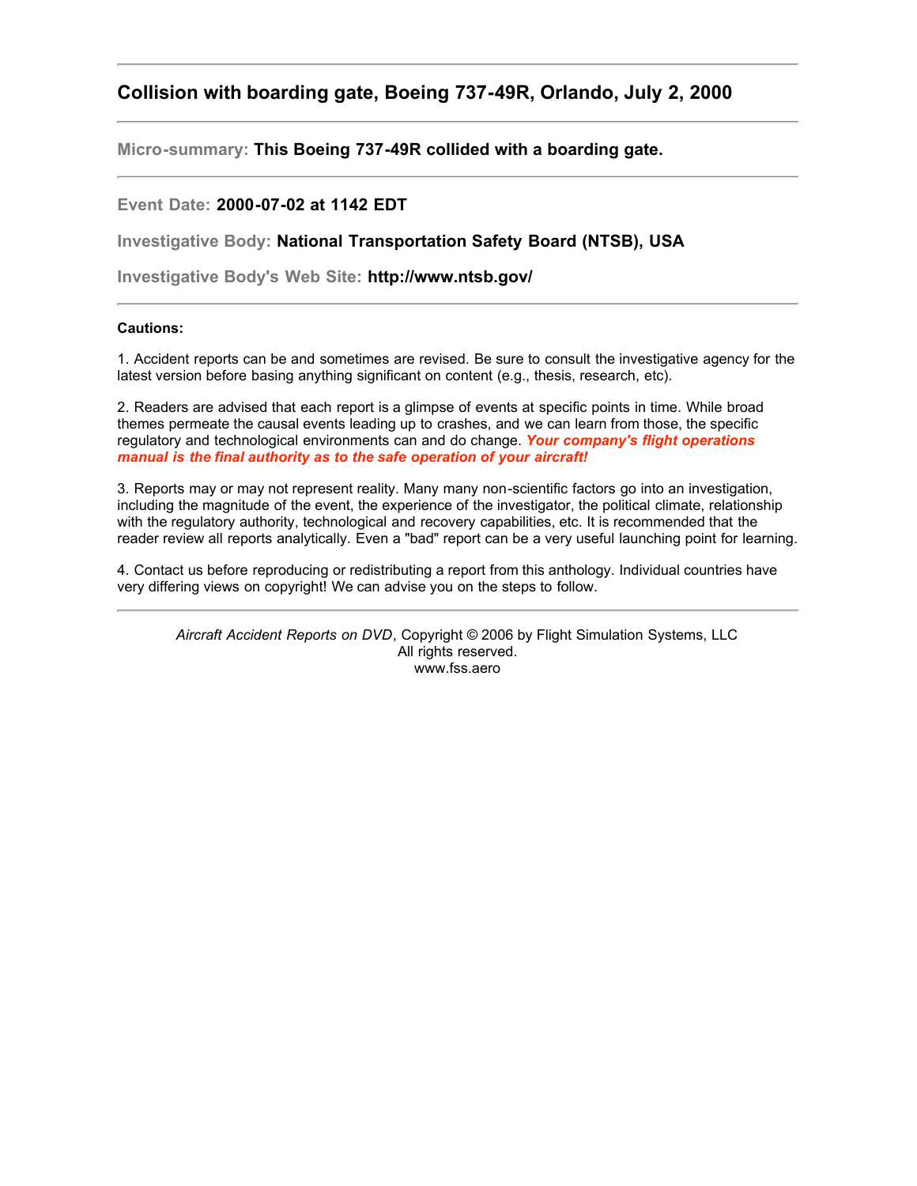## Collision with boarding gate, Boeing 737-49R, Orlando, July 2, 2000

---

**Micro-summary: This Boeing 737-49R collided with a boarding gate.**

---

**Event Date: 2000-07-02 at 1142 EDT**

**Investigative Body: National Transportation Safety Board (NTSB), USA**

**Investigative Body's Web Site: http://www.ntsb.gov/**

---

**Cautions:**

1. Accident reports can be and sometimes are revised. Be sure to consult the investigative agency for the latest version before basing anything significant on content (e.g., thesis, research, etc).

2. Readers are advised that each report is a glimpse of events at specific points in time. While broad themes permeate the causal events leading up to crashes, and we can learn from those, the specific regulatory and technological environments can and do change. ***Your company's flight operations manual is the final authority as to the safe operation of your aircraft!***

3. Reports may or may not represent reality. Many many non-scientific factors go into an investigation, including the magnitude of the event, the experience of the investigator, the political climate, relationship with the regulatory authority, technological and recovery capabilities, etc. It is recommended that the reader review all reports analytically. Even a "bad" report can be a very useful launching point for learning.

4. Contact us before reproducing or redistributing a report from this anthology. Individual countries have very differing views on copyright! We can advise you on the steps to follow.

---

*Aircraft Accident Reports on DVD*, Copyright © 2006 by Flight Simulation Systems, LLC
All rights reserved.
www.fss.aero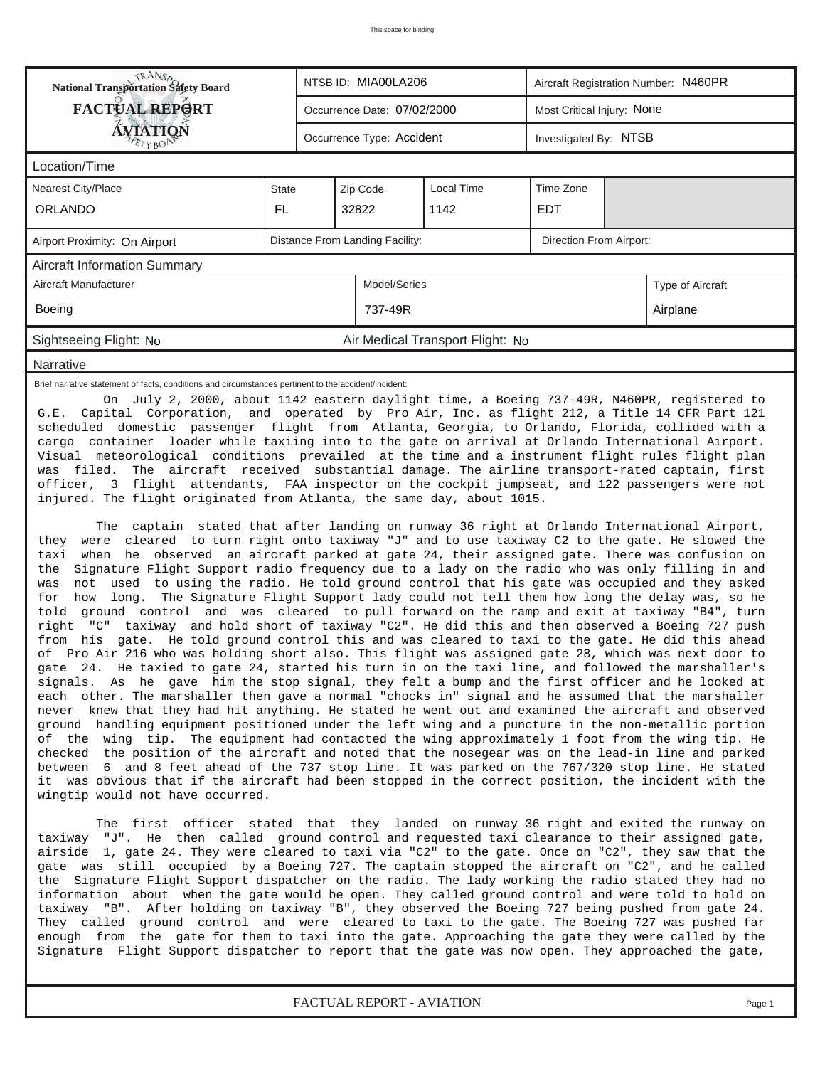This space for binding

| National Transportation Safety Board FACTUAL REPORT AVIATION | NTSB ID: MIA00LA206 | Aircraft Registration Number: N460PR |
|---|---|---|
| | Occurrence Date: 07/02/2000 | Most Critical Injury: None |
| | Occurrence Type: Accident | Investigated By: NTSB |

## Location/Time

| Nearest City/Place | State | Zip Code | Local Time | Time Zone |
|---|---|---|---|---|
| ORLANDO | FL | 32822 | 1142 | EDT |

| Airport Proximity: On Airport | Distance From Landing Facility: | Direction From Airport: |
|---|---|---|

## Aircraft Information Summary

| Aircraft Manufacturer | Model/Series | Type of Aircraft |
|---|---|---|
| Boeing | 737-49R | Airplane |

Sightseeing Flight: No    Air Medical Transport Flight: No

## Narrative

Brief narrative statement of facts, conditions and circumstances pertinent to the accident/incident:

On July 2, 2000, about 1142 eastern daylight time, a Boeing 737-49R, N460PR, registered to G.E. Capital Corporation, and operated by Pro Air, Inc. as flight 212, a Title 14 CFR Part 121 scheduled domestic passenger flight from Atlanta, Georgia, to Orlando, Florida, collided with a cargo container loader while taxiing into to the gate on arrival at Orlando International Airport. Visual meteorological conditions prevailed at the time and a instrument flight rules flight plan was filed. The aircraft received substantial damage. The airline transport-rated captain, first officer, 3 flight attendants, FAA inspector on the cockpit jumpseat, and 122 passengers were not injured. The flight originated from Atlanta, the same day, about 1015.

The captain stated that after landing on runway 36 right at Orlando International Airport, they were cleared to turn right onto taxiway "J" and to use taxiway C2 to the gate. He slowed the taxi when he observed an aircraft parked at gate 24, their assigned gate. There was confusion on the Signature Flight Support radio frequency due to a lady on the radio who was only filling in and was not used to using the radio. He told ground control that his gate was occupied and they asked for how long. The Signature Flight Support lady could not tell them how long the delay was, so he told ground control and was cleared to pull forward on the ramp and exit at taxiway "B4", turn right "C" taxiway and hold short of taxiway "C2". He did this and then observed a Boeing 727 push from his gate. He told ground control this and was cleared to taxi to the gate. He did this ahead of Pro Air 216 who was holding short also. This flight was assigned gate 28, which was next door to gate 24. He taxied to gate 24, started his turn in on the taxi line, and followed the marshaller's signals. As he gave him the stop signal, they felt a bump and the first officer and he looked at each other. The marshaller then gave a normal "chocks in" signal and he assumed that the marshaller never knew that they had hit anything. He stated he went out and examined the aircraft and observed ground handling equipment positioned under the left wing and a puncture in the non-metallic portion of the wing tip. The equipment had contacted the wing approximately 1 foot from the wing tip. He checked the position of the aircraft and noted that the nosegear was on the lead-in line and parked between 6 and 8 feet ahead of the 737 stop line. It was parked on the 767/320 stop line. He stated it was obvious that if the aircraft had been stopped in the correct position, the incident with the wingtip would not have occurred.

The first officer stated that they landed on runway 36 right and exited the runway on taxiway "J". He then called ground control and requested taxi clearance to their assigned gate, airside 1, gate 24. They were cleared to taxi via "C2" to the gate. Once on "C2", they saw that the gate was still occupied by a Boeing 727. The captain stopped the aircraft on "C2", and he called the Signature Flight Support dispatcher on the radio. The lady working the radio stated they had no information about when the gate would be open. They called ground control and were told to hold on taxiway "B". After holding on taxiway "B", they observed the Boeing 727 being pushed from gate 24. They called ground control and were cleared to taxi to the gate. The Boeing 727 was pushed far enough from the gate for them to taxi into the gate. Approaching the gate they were called by the Signature Flight Support dispatcher to report that the gate was now open. They approached the gate,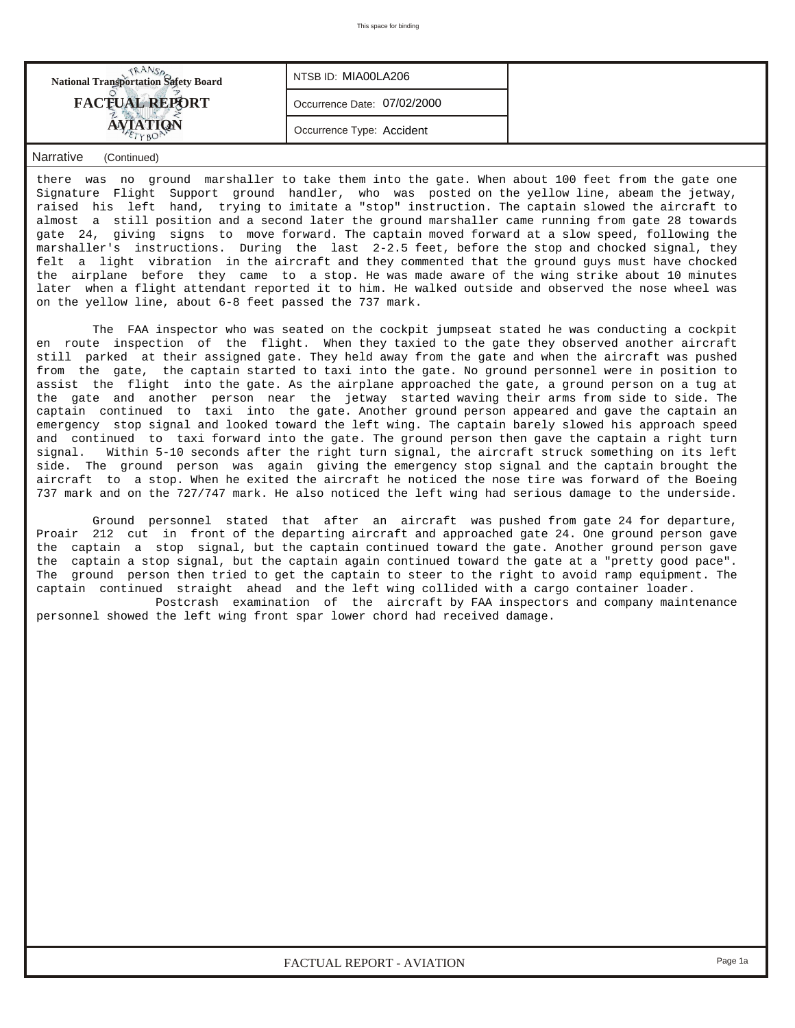**National Transportation Safety Board**

**FACTUAL REPORT**

**AVIATION**

| NTSB ID: MIA00LA206 |
| --- |
| Occurrence Date: 07/02/2000 |
| Occurrence Type: Accident |

**Narrative** (Continued)

there was no ground marshaller to take them into the gate. When about 100 feet from the gate one Signature Flight Support ground handler, who was posted on the yellow line, abeam the jetway, raised his left hand, trying to imitate a "stop" instruction. The captain slowed the aircraft to almost a still position and a second later the ground marshaller came running from gate 28 towards gate 24, giving signs to move forward. The captain moved forward at a slow speed, following the marshaller's instructions. During the last 2-2.5 feet, before the stop and chocked signal, they felt a light vibration in the aircraft and they commented that the ground guys must have chocked the airplane before they came to a stop. He was made aware of the wing strike about 10 minutes later when a flight attendant reported it to him. He walked outside and observed the nose wheel was on the yellow line, about 6-8 feet passed the 737 mark.

The FAA inspector who was seated on the cockpit jumpseat stated he was conducting a cockpit en route inspection of the flight. When they taxied to the gate they observed another aircraft still parked at their assigned gate. They held away from the gate and when the aircraft was pushed from the gate, the captain started to taxi into the gate. No ground personnel were in position to assist the flight into the gate. As the airplane approached the gate, a ground person on a tug at the gate and another person near the jetway started waving their arms from side to side. The captain continued to taxi into the gate. Another ground person appeared and gave the captain an emergency stop signal and looked toward the left wing. The captain barely slowed his approach speed and continued to taxi forward into the gate. The ground person then gave the captain a right turn signal. Within 5-10 seconds after the right turn signal, the aircraft struck something on its left side. The ground person was again giving the emergency stop signal and the captain brought the aircraft to a stop. When he exited the aircraft he noticed the nose tire was forward of the Boeing 737 mark and on the 727/747 mark. He also noticed the left wing had serious damage to the underside.

Ground personnel stated that after an aircraft was pushed from gate 24 for departure, Proair 212 cut in front of the departing aircraft and approached gate 24. One ground person gave the captain a stop signal, but the captain continued toward the gate. Another ground person gave the captain a stop signal, but the captain again continued toward the gate at a "pretty good pace". The ground person then tried to get the captain to steer to the right to avoid ramp equipment. The captain continued straight ahead and the left wing collided with a cargo container loader.

Postcrash examination of the aircraft by FAA inspectors and company maintenance personnel showed the left wing front spar lower chord had received damage.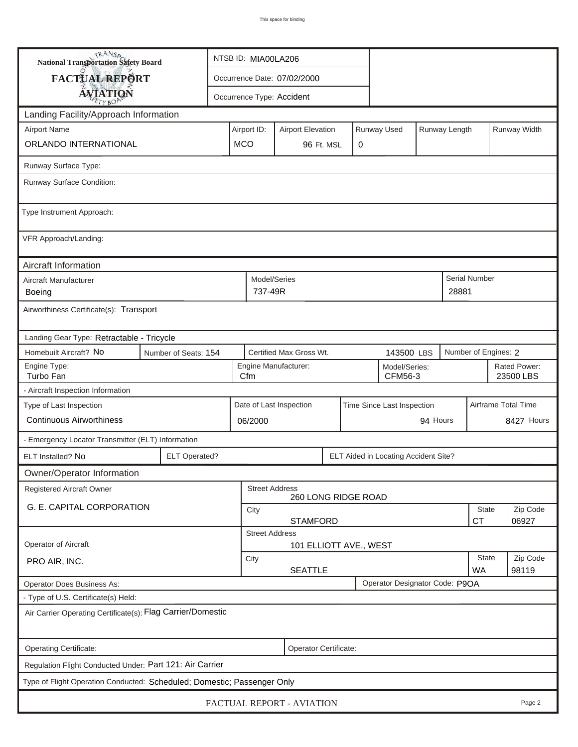This space for binding

**National Transportation Safety Board**
**FACTUAL REPORT**
**AVIATION**

| | |
|---|---|
| NTSB ID: MIA00LA206 | |
| Occurrence Date: 07/02/2000 | |
| Occurrence Type: Accident | |

## Landing Facility/Approach Information

| Airport Name | Airport ID: | Airport Elevation | Runway Used | Runway Length | Runway Width |
|---|---|---|---|---|---|
| ORLANDO INTERNATIONAL | MCO | 96 Ft. MSL | 0 | | |

Runway Surface Type:

Runway Surface Condition:

Type Instrument Approach:

VFR Approach/Landing:

## Aircraft Information

| Aircraft Manufacturer | Model/Series | Serial Number |
|---|---|---|
| Boeing | 737-49R | 28881 |

Airworthiness Certificate(s): Transport

Landing Gear Type: Retractable - Tricycle

| Homebuilt Aircraft? | Number of Seats: | Certified Max Gross Wt. | Number of Engines: |
|---|---|---|---|
| No | 154 | 143500 LBS | 2 |

| Engine Type: | Engine Manufacturer: | Model/Series: | Rated Power: |
|---|---|---|---|
| Turbo Fan | Cfm | CFM56-3 | 23500 LBS |

- Aircraft Inspection Information

| Type of Last Inspection | Date of Last Inspection | Time Since Last Inspection | Airframe Total Time |
|---|---|---|---|
| Continuous Airworthiness | 06/2000 | 94 Hours | 8427 Hours |

- Emergency Locator Transmitter (ELT) Information

| ELT Installed? | ELT Operated? | ELT Aided in Locating Accident Site? |
|---|---|---|
| No | | |

## Owner/Operator Information

| | Street Address | City | State | Zip Code |
|---|---|---|---|---|
| Registered Aircraft Owner: G. E. CAPITAL CORPORATION | 260 LONG RIDGE ROAD | STAMFORD | CT | 06927 |
| Operator of Aircraft: PRO AIR, INC. | 101 ELLIOTT AVE., WEST | SEATTLE | WA | 98119 |

Operator Does Business As:

Operator Designator Code: P9OA

- Type of U.S. Certificate(s) Held:

Air Carrier Operating Certificate(s): Flag Carrier/Domestic

Operating Certificate:

Operator Certificate:

Regulation Flight Conducted Under: Part 121: Air Carrier

Type of Flight Operation Conducted: Scheduled; Domestic; Passenger Only

FACTUAL REPORT - AVIATION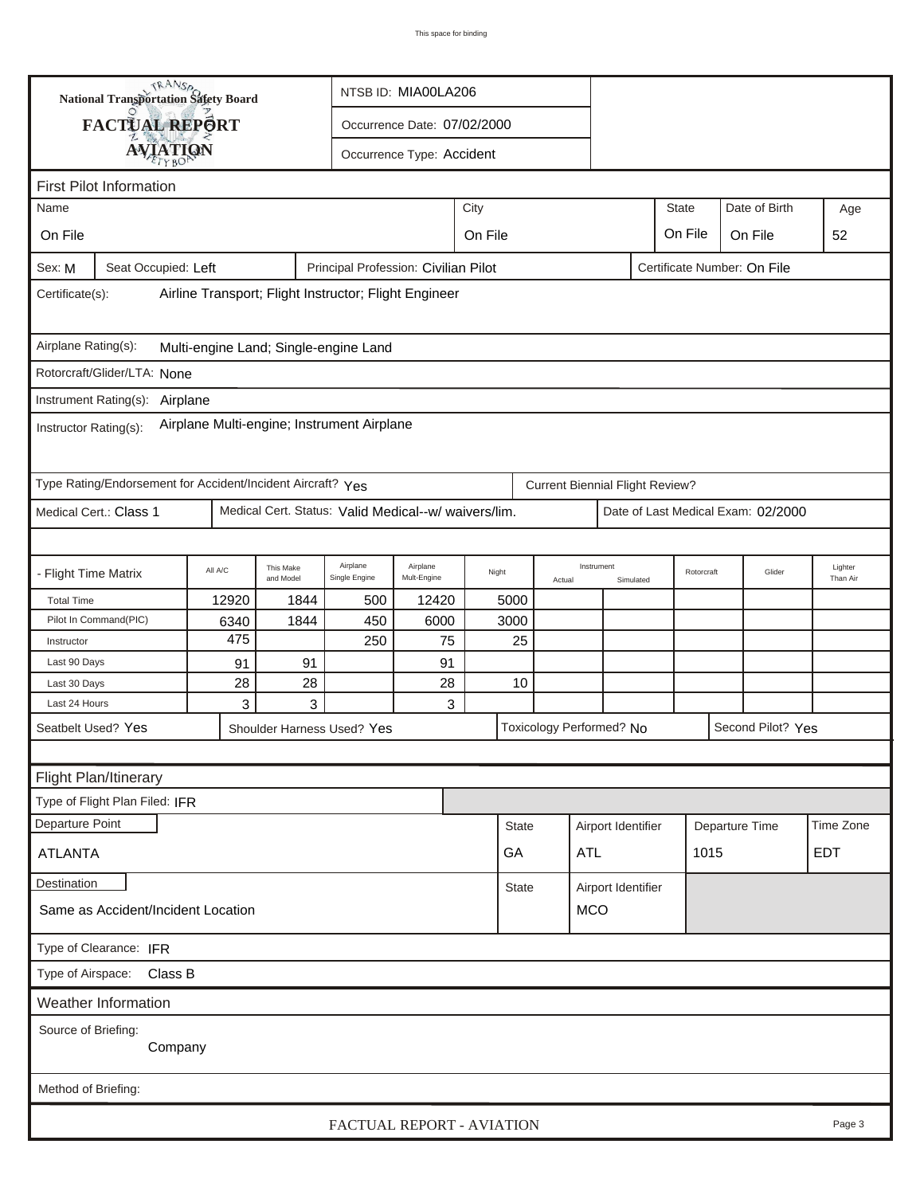National Transportation Safety Board

**FACTUAL REPORT**

**AVIATION**

NTSB ID: MIA00LA206

Occurrence Date: 07/02/2000

Occurrence Type: Accident

## First Pilot Information

| Name | City | State | Date of Birth | Age |
|---|---|---|---|---|
| On File | On File | On File | On File | 52 |

Sex: M | Seat Occupied: Left | Principal Profession: Civilian Pilot | Certificate Number: On File

Certificate(s): Airline Transport; Flight Instructor; Flight Engineer

Airplane Rating(s): Multi-engine Land; Single-engine Land

Rotorcraft/Glider/LTA: None

Instrument Rating(s): Airplane

Instructor Rating(s): Airplane Multi-engine; Instrument Airplane

Type Rating/Endorsement for Accident/Incident Aircraft? Yes

Current Biennial Flight Review?

Medical Cert.: Class 1 | Medical Cert. Status: Valid Medical--w/ waivers/lim. | Date of Last Medical Exam: 02/2000

| - Flight Time Matrix | All A/C | This Make and Model | Airplane Single Engine | Airplane Mult-Engine | Night | Instrument Actual | Instrument Simulated | Rotorcraft | Glider | Lighter Than Air |
|---|---|---|---|---|---|---|---|---|---|---|
| Total Time | 12920 | 1844 | 500 | 12420 | 5000 | | | | | |
| Pilot In Command(PIC) | 6340 | 1844 | 450 | 6000 | 3000 | | | | | |
| Instructor | 475 | | 250 | 75 | 25 | | | | | |
| Last 90 Days | 91 | 91 | | 91 | | | | | | |
| Last 30 Days | 28 | 28 | | 28 | 10 | | | | | |
| Last 24 Hours | 3 | 3 | | 3 | | | | | | |

Seatbelt Used? Yes | Shoulder Harness Used? Yes | Toxicology Performed? No | Second Pilot? Yes

## Flight Plan/Itinerary

Type of Flight Plan Filed: IFR

| Departure Point | State | Airport Identifier | Departure Time | Time Zone |
|---|---|---|---|---|
| ATLANTA | GA | ATL | 1015 | EDT |

| Destination | State | Airport Identifier |
|---|---|---|
| Same as Accident/Incident Location | | MCO |

Type of Clearance: IFR

Type of Airspace: Class B

## Weather Information

Source of Briefing: Company

Method of Briefing: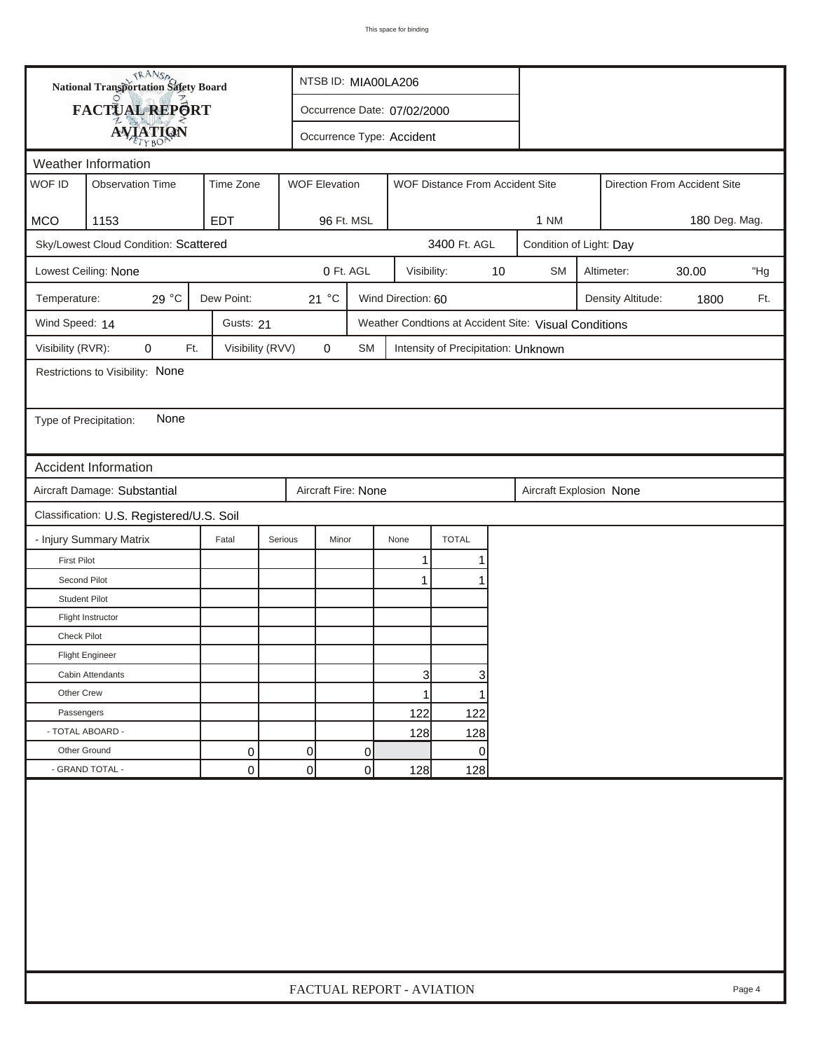National Transportation Safety Board

# FACTUAL REPORT AVIATION

| | |
|---|---|
| NTSB ID: | MIA00LA206 |
| Occurrence Date: | 07/02/2000 |
| Occurrence Type: | Accident |

## Weather Information

| WOF ID | Observation Time | Time Zone | WOF Elevation | WOF Distance From Accident Site | Direction From Accident Site |
|---|---|---|---|---|---|
| MCO | 1153 | EDT | 96 Ft. MSL | 1 NM | 180 Deg. Mag. |

Sky/Lowest Cloud Condition: Scattered — 3400 Ft. AGL

Condition of Light: Day

Lowest Ceiling: None — 0 Ft. AGL

Visibility: 10 SM

Altimeter: 30.00 "Hg

Temperature: 29 °C

Dew Point: 21 °C

Wind Direction: 60

Density Altitude: 1800 Ft.

Wind Speed: 14

Gusts: 21

Weather Condtions at Accident Site: Visual Conditions

Visibility (RVR): 0 Ft.

Visibility (RVV) 0 SM

Intensity of Precipitation: Unknown

Restrictions to Visibility: None

Type of Precipitation: None

## Accident Information

Aircraft Damage: Substantial

Aircraft Fire: None

Aircraft Explosion None

Classification: U.S. Registered/U.S. Soil

| - Injury Summary Matrix | Fatal | Serious | Minor | None | TOTAL |
|---|---|---|---|---|---|
| First Pilot | | | | 1 | 1 |
| Second Pilot | | | | 1 | 1 |
| Student Pilot | | | | | |
| Flight Instructor | | | | | |
| Check Pilot | | | | | |
| Flight Engineer | | | | | |
| Cabin Attendants | | | | 3 | 3 |
| Other Crew | | | | 1 | 1 |
| Passengers | | | | 122 | 122 |
| - TOTAL ABOARD - | | | | 128 | 128 |
| Other Ground | 0 | 0 | 0 | | 0 |
| - GRAND TOTAL - | 0 | 0 | 0 | 128 | 128 |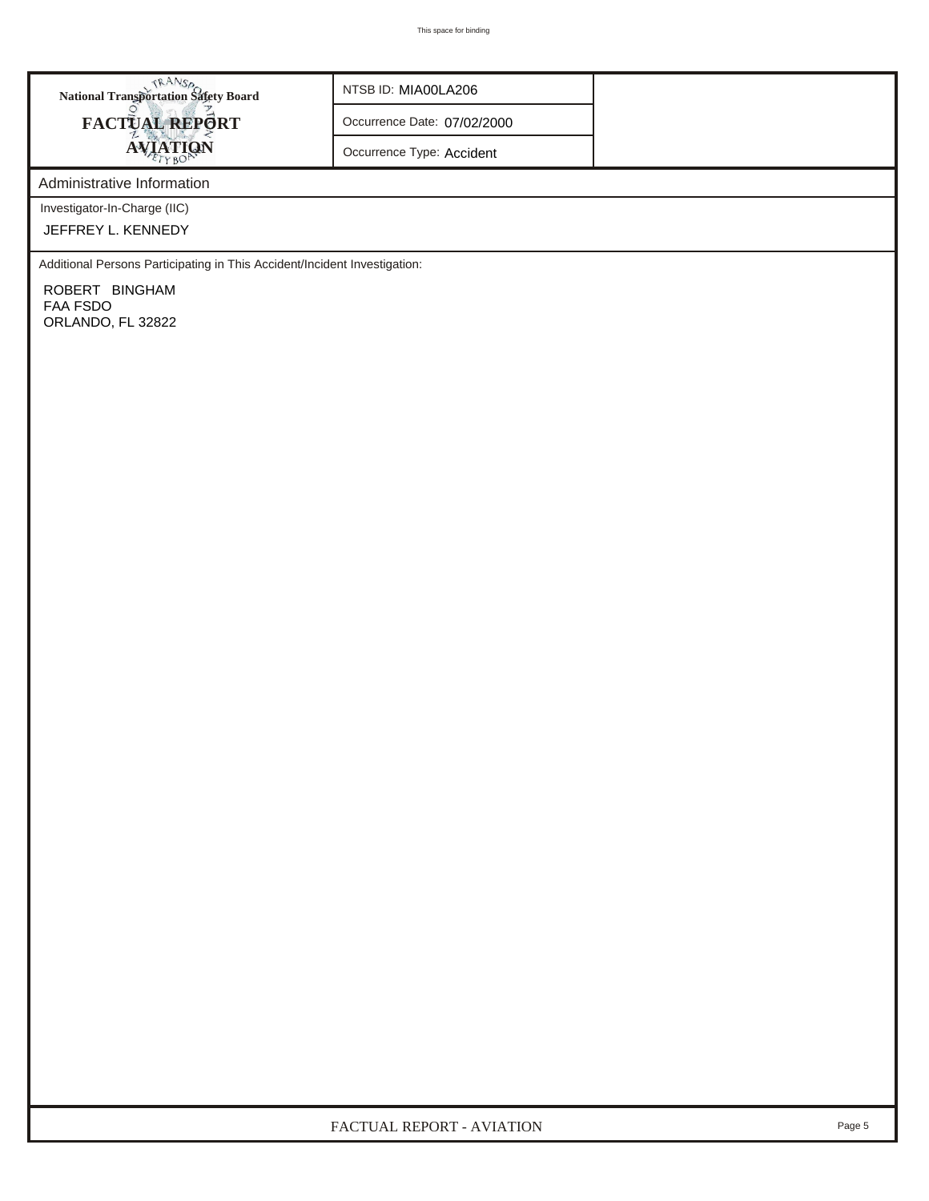National Transportation Safety Board

**FACTUAL REPORT**

**AVIATION**

| | |
|---|---|
| NTSB ID: MIA00LA206 | |
| Occurrence Date: 07/02/2000 | |
| Occurrence Type: Accident | |

## Administrative Information

Investigator-In-Charge (IIC)

JEFFREY L. KENNEDY

Additional Persons Participating in This Accident/Incident Investigation:

ROBERT BINGHAM
FAA FSDO
ORLANDO, FL 32822